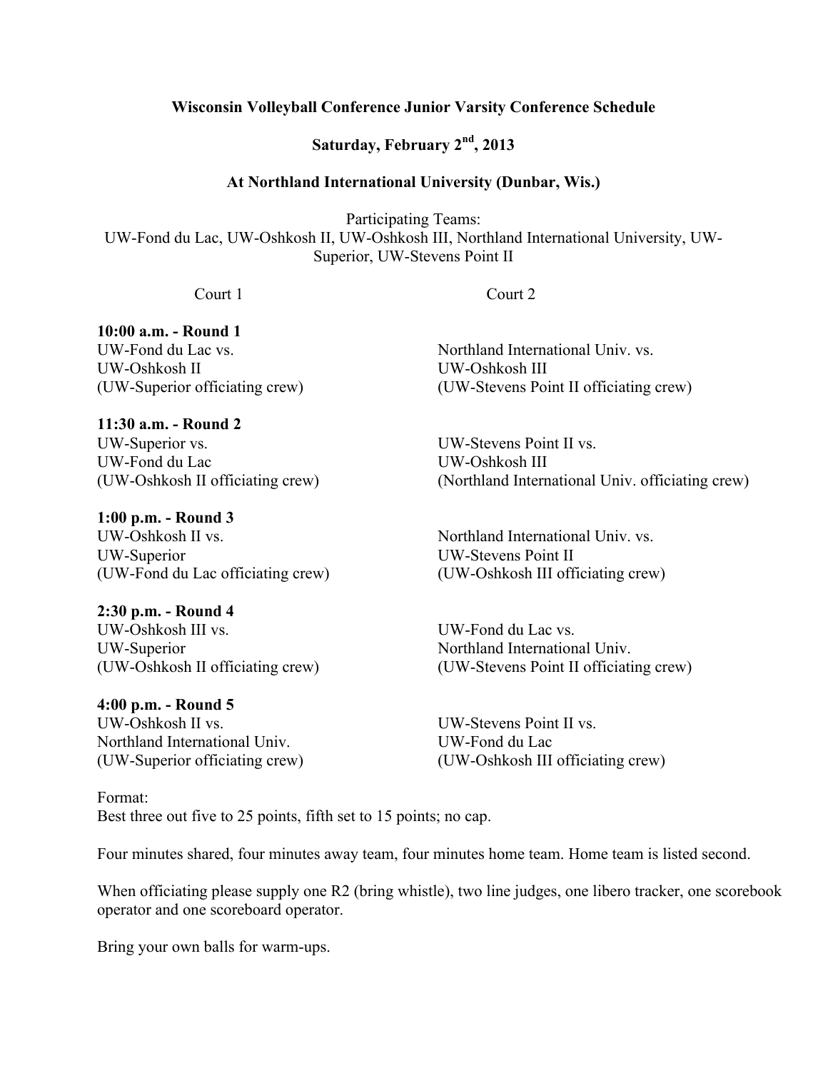**Wisconsin Volleyball Conference Junior Varsity Conference Schedule**

**Saturday, February 2nd, 2013**

**At Northland International University (Dunbar, Wis.)**

Participating Teams:
UW-Fond du Lac, UW-Oshkosh II, UW-Oshkosh III, Northland International University, UW-Superior, UW-Stevens Point II

| | Court 1 | Court 2 |
|---|---|---|
| **10:00 a.m. - Round 1** | UW-Fond du Lac vs. UW-Oshkosh II (UW-Superior officiating crew) | Northland International Univ. vs. UW-Oshkosh III (UW-Stevens Point II officiating crew) |
| **11:30 a.m. - Round 2** | UW-Superior vs. UW-Fond du Lac (UW-Oshkosh II officiating crew) | UW-Stevens Point II vs. UW-Oshkosh III (Northland International Univ. officiating crew) |
| **1:00 p.m. - Round 3** | UW-Oshkosh II vs. UW-Superior (UW-Fond du Lac officiating crew) | Northland International Univ. vs. UW-Stevens Point II (UW-Oshkosh III officiating crew) |
| **2:30 p.m. - Round 4** | UW-Oshkosh III vs. UW-Superior (UW-Oshkosh II officiating crew) | UW-Fond du Lac vs. Northland International Univ. (UW-Stevens Point II officiating crew) |
| **4:00 p.m. - Round 5** | UW-Oshkosh II vs. Northland International Univ. (UW-Superior officiating crew) | UW-Stevens Point II vs. UW-Fond du Lac (UW-Oshkosh III officiating crew) |

Format:
Best three out five to 25 points, fifth set to 15 points; no cap.

Four minutes shared, four minutes away team, four minutes home team. Home team is listed second.

When officiating please supply one R2 (bring whistle), two line judges, one libero tracker, one scorebook operator and one scoreboard operator.

Bring your own balls for warm-ups.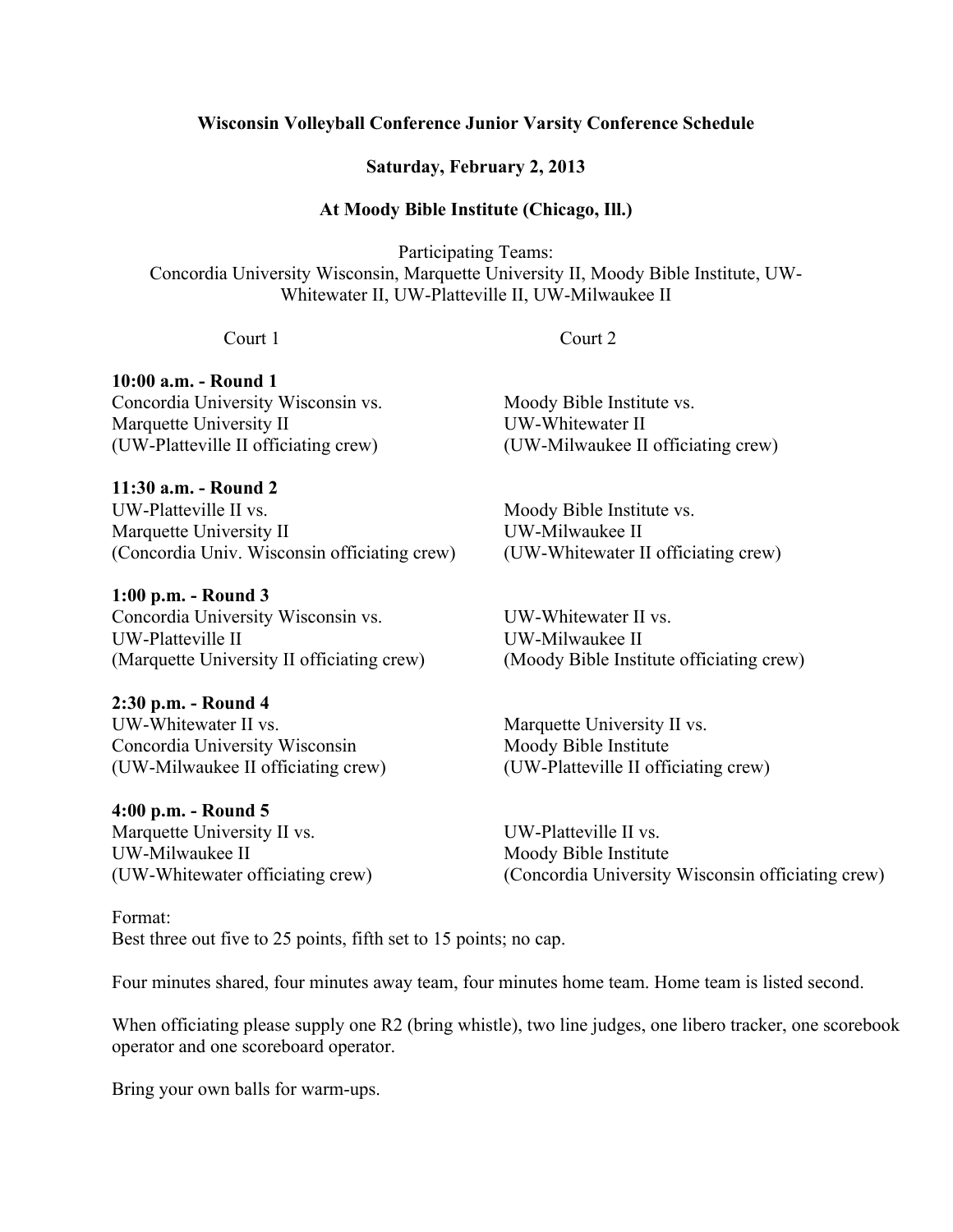**Wisconsin Volleyball Conference Junior Varsity Conference Schedule**

**Saturday, February 2, 2013**

**At Moody Bible Institute (Chicago, Ill.)**

Participating Teams:
Concordia University Wisconsin, Marquette University II, Moody Bible Institute, UW-Whitewater II, UW-Platteville II, UW-Milwaukee II

| | Court 1 | Court 2 |
|---|---|---|
| **10:00 a.m. - Round 1** | Concordia University Wisconsin vs. Marquette University II (UW-Platteville II officiating crew) | Moody Bible Institute vs. UW-Whitewater II (UW-Milwaukee II officiating crew) |
| **11:30 a.m. - Round 2** | UW-Platteville II vs. Marquette University II (Concordia Univ. Wisconsin officiating crew) | Moody Bible Institute vs. UW-Milwaukee II (UW-Whitewater II officiating crew) |
| **1:00 p.m. - Round 3** | Concordia University Wisconsin vs. UW-Platteville II (Marquette University II officiating crew) | UW-Whitewater II vs. UW-Milwaukee II (Moody Bible Institute officiating crew) |
| **2:30 p.m. - Round 4** | UW-Whitewater II vs. Concordia University Wisconsin (UW-Milwaukee II officiating crew) | Marquette University II vs. Moody Bible Institute (UW-Platteville II officiating crew) |
| **4:00 p.m. - Round 5** | Marquette University II vs. UW-Milwaukee II (UW-Whitewater officiating crew) | UW-Platteville II vs. Moody Bible Institute (Concordia University Wisconsin officiating crew) |

Format:
Best three out five to 25 points, fifth set to 15 points; no cap.

Four minutes shared, four minutes away team, four minutes home team. Home team is listed second.

When officiating please supply one R2 (bring whistle), two line judges, one libero tracker, one scorebook operator and one scoreboard operator.

Bring your own balls for warm-ups.